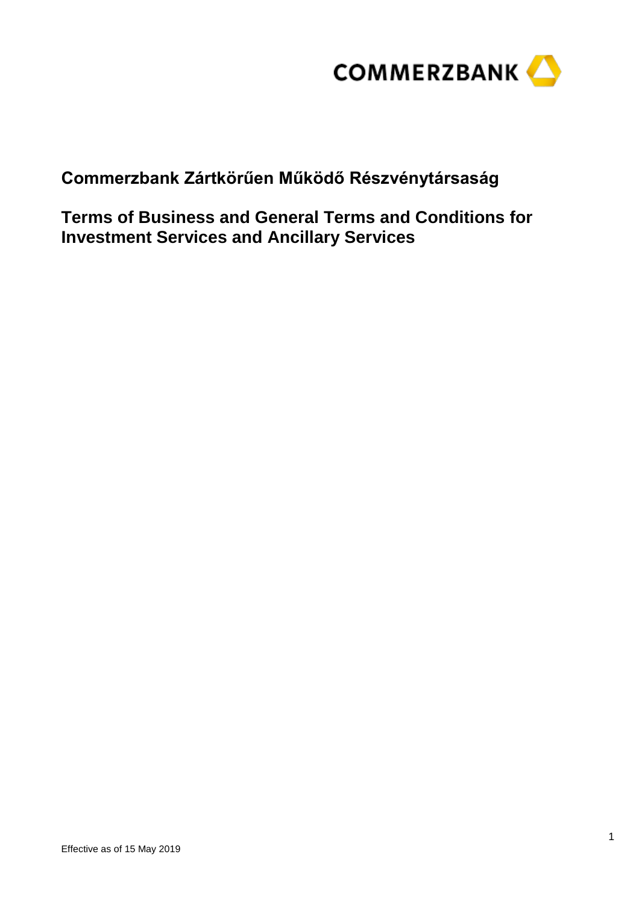COMMERZBANK

# Commerzbank Zártkörűen Működő Részvénytársaság

# Terms of Business and General Terms and Conditions for Investment Services and Ancillary Services

Effective as of 15 May 2019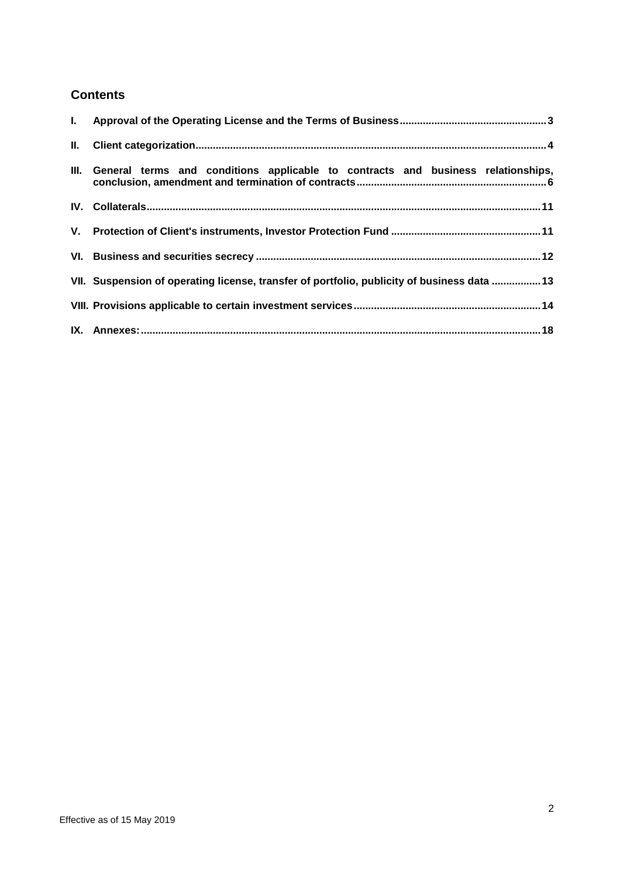## Contents

- **I. Approval of the Operating License and the Terms of Business** ........ 3
- **II. Client categorization** ........ 4
- **III. General terms and conditions applicable to contracts and business relationships, conclusion, amendment and termination of contracts** ........ 6
- **IV. Collaterals** ........ 11
- **V. Protection of Client's instruments, Investor Protection Fund** ........ 11
- **VI. Business and securities secrecy** ........ 12
- **VII. Suspension of operating license, transfer of portfolio, publicity of business data** ........ 13
- **VIII. Provisions applicable to certain investment services** ........ 14
- **IX. Annexes:** ........ 18

Effective as of 15 May 2019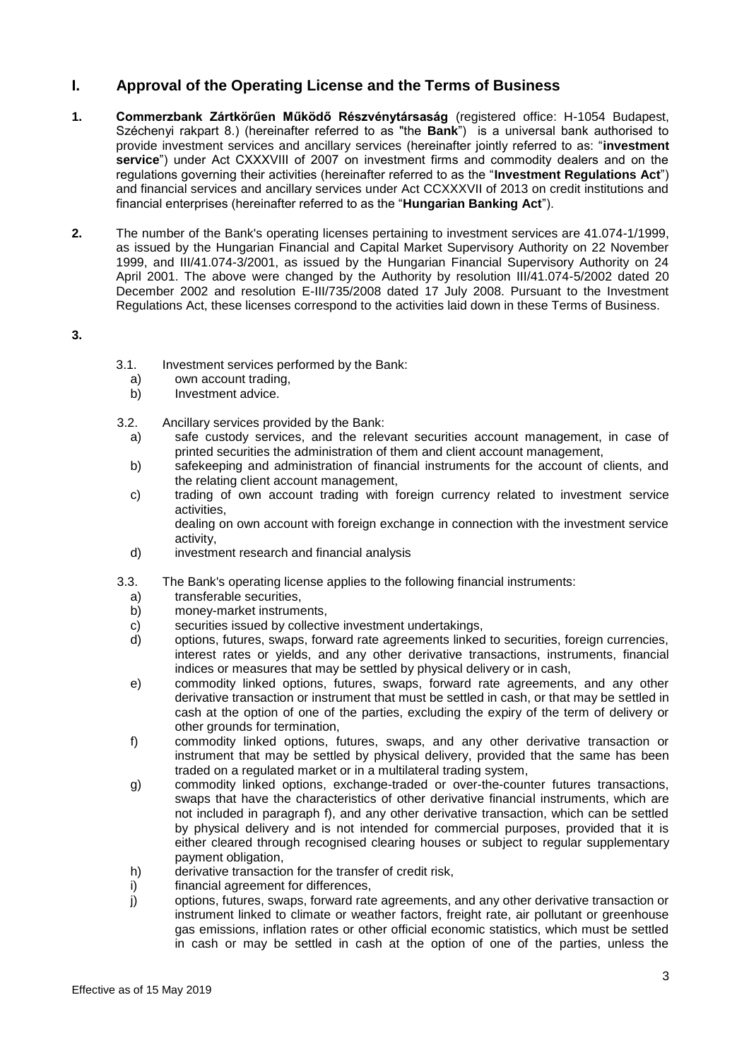## I. Approval of the Operating License and the Terms of Business

**1.** **Commerzbank Zártkörűen Működő Részvénytársaság** (registered office: H-1054 Budapest, Széchenyi rakpart 8.) (hereinafter referred to as "the **Bank**") is a universal bank authorised to provide investment services and ancillary services (hereinafter jointly referred to as: "**investment service**") under Act CXXXVIII of 2007 on investment firms and commodity dealers and on the regulations governing their activities (hereinafter referred to as the "**Investment Regulations Act**") and financial services and ancillary services under Act CCXXXVII of 2013 on credit institutions and financial enterprises (hereinafter referred to as the "**Hungarian Banking Act**").

**2.** The number of the Bank's operating licenses pertaining to investment services are 41.074-1/1999, as issued by the Hungarian Financial and Capital Market Supervisory Authority on 22 November 1999, and III/41.074-3/2001, as issued by the Hungarian Financial Supervisory Authority on 24 April 2001. The above were changed by the Authority by resolution III/41.074-5/2002 dated 20 December 2002 and resolution E-III/735/2008 dated 17 July 2008. Pursuant to the Investment Regulations Act, these licenses correspond to the activities laid down in these Terms of Business.

**3.**

3.1. Investment services performed by the Bank:

a) own account trading,
b) Investment advice.

3.2. Ancillary services provided by the Bank:

a) safe custody services, and the relevant securities account management, in case of printed securities the administration of them and client account management,
b) safekeeping and administration of financial instruments for the account of clients, and the relating client account management,
c) trading of own account trading with foreign currency related to investment service activities,
dealing on own account with foreign exchange in connection with the investment service activity,
d) investment research and financial analysis

3.3. The Bank's operating license applies to the following financial instruments:

a) transferable securities,
b) money-market instruments,
c) securities issued by collective investment undertakings,
d) options, futures, swaps, forward rate agreements linked to securities, foreign currencies, interest rates or yields, and any other derivative transactions, instruments, financial indices or measures that may be settled by physical delivery or in cash,
e) commodity linked options, futures, swaps, forward rate agreements, and any other derivative transaction or instrument that must be settled in cash, or that may be settled in cash at the option of one of the parties, excluding the expiry of the term of delivery or other grounds for termination,
f) commodity linked options, futures, swaps, and any other derivative transaction or instrument that may be settled by physical delivery, provided that the same has been traded on a regulated market or in a multilateral trading system,
g) commodity linked options, exchange-traded or over-the-counter futures transactions, swaps that have the characteristics of other derivative financial instruments, which are not included in paragraph f), and any other derivative transaction, which can be settled by physical delivery and is not intended for commercial purposes, provided that it is either cleared through recognised clearing houses or subject to regular supplementary payment obligation,
h) derivative transaction for the transfer of credit risk,
i) financial agreement for differences,
j) options, futures, swaps, forward rate agreements, and any other derivative transaction or instrument linked to climate or weather factors, freight rate, air pollutant or greenhouse gas emissions, inflation rates or other official economic statistics, which must be settled in cash or may be settled in cash at the option of one of the parties, unless the

Effective as of 15 May 2019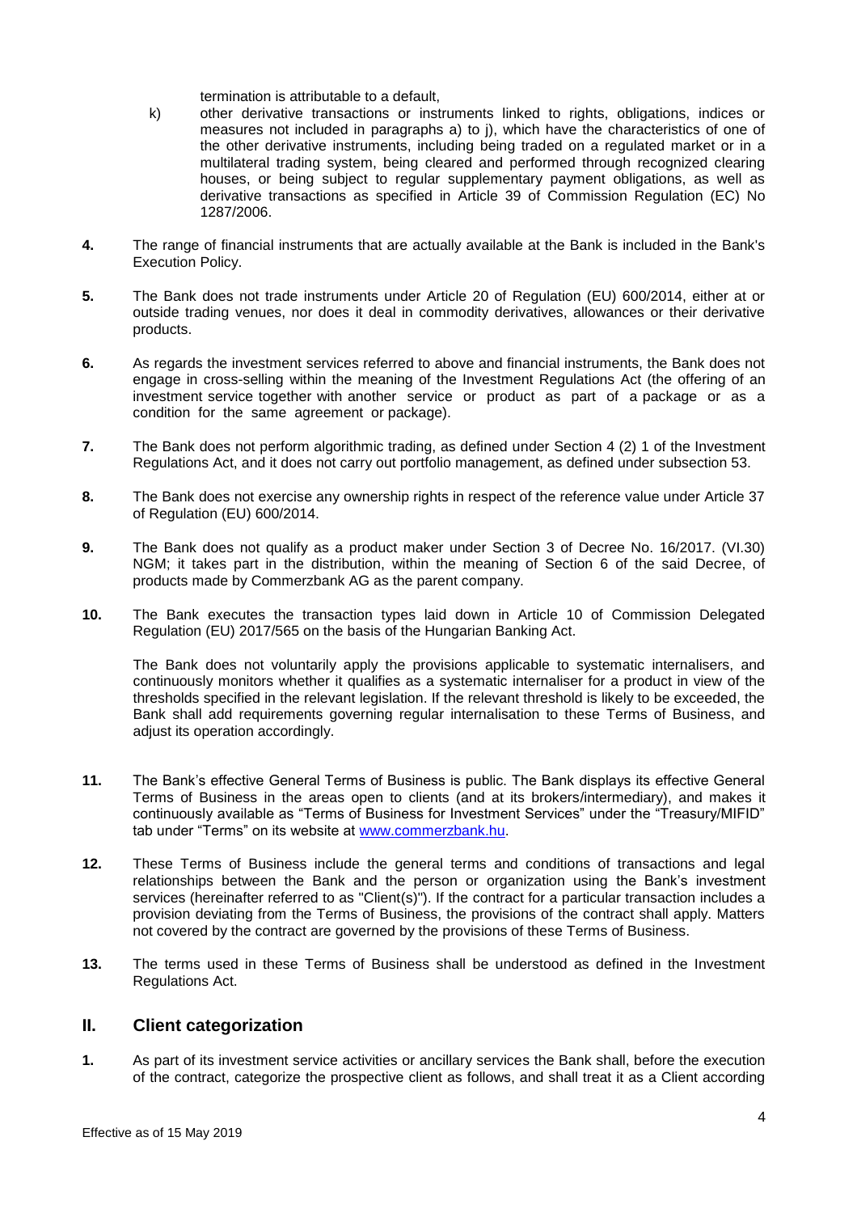termination is attributable to a default,

k) other derivative transactions or instruments linked to rights, obligations, indices or measures not included in paragraphs a) to j), which have the characteristics of one of the other derivative instruments, including being traded on a regulated market or in a multilateral trading system, being cleared and performed through recognized clearing houses, or being subject to regular supplementary payment obligations, as well as derivative transactions as specified in Article 39 of Commission Regulation (EC) No 1287/2006.

**4.** The range of financial instruments that are actually available at the Bank is included in the Bank's Execution Policy.

**5.** The Bank does not trade instruments under Article 20 of Regulation (EU) 600/2014, either at or outside trading venues, nor does it deal in commodity derivatives, allowances or their derivative products.

**6.** As regards the investment services referred to above and financial instruments, the Bank does not engage in cross-selling within the meaning of the Investment Regulations Act (the offering of an investment service together with another service or product as part of a package or as a condition for the same agreement or package).

**7.** The Bank does not perform algorithmic trading, as defined under Section 4 (2) 1 of the Investment Regulations Act, and it does not carry out portfolio management, as defined under subsection 53.

**8.** The Bank does not exercise any ownership rights in respect of the reference value under Article 37 of Regulation (EU) 600/2014.

**9.** The Bank does not qualify as a product maker under Section 3 of Decree No. 16/2017. (VI.30) NGM; it takes part in the distribution, within the meaning of Section 6 of the said Decree, of products made by Commerzbank AG as the parent company.

**10.** The Bank executes the transaction types laid down in Article 10 of Commission Delegated Regulation (EU) 2017/565 on the basis of the Hungarian Banking Act.

The Bank does not voluntarily apply the provisions applicable to systematic internalisers, and continuously monitors whether it qualifies as a systematic internaliser for a product in view of the thresholds specified in the relevant legislation. If the relevant threshold is likely to be exceeded, the Bank shall add requirements governing regular internalisation to these Terms of Business, and adjust its operation accordingly.

**11.** The Bank's effective General Terms of Business is public. The Bank displays its effective General Terms of Business in the areas open to clients (and at its brokers/intermediary), and makes it continuously available as "Terms of Business for Investment Services" under the "Treasury/MIFID" tab under "Terms" on its website at www.commerzbank.hu.

**12.** These Terms of Business include the general terms and conditions of transactions and legal relationships between the Bank and the person or organization using the Bank's investment services (hereinafter referred to as "Client(s)"). If the contract for a particular transaction includes a provision deviating from the Terms of Business, the provisions of the contract shall apply. Matters not covered by the contract are governed by the provisions of these Terms of Business.

**13.** The terms used in these Terms of Business shall be understood as defined in the Investment Regulations Act.

## II. Client categorization

**1.** As part of its investment service activities or ancillary services the Bank shall, before the execution of the contract, categorize the prospective client as follows, and shall treat it as a Client according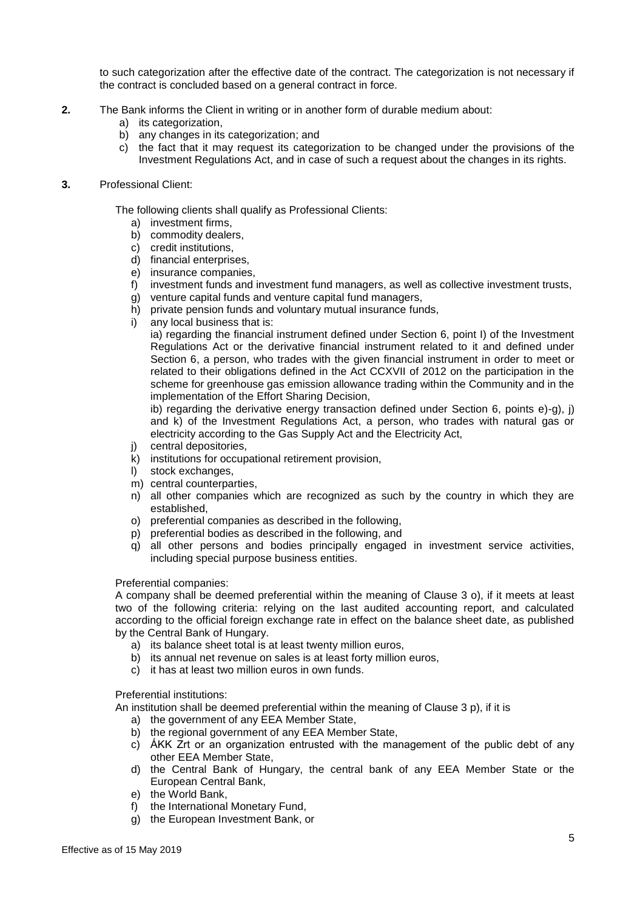to such categorization after the effective date of the contract. The categorization is not necessary if the contract is concluded based on a general contract in force.

**2.** The Bank informs the Client in writing or in another form of durable medium about:

a) its categorization,
b) any changes in its categorization; and
c) the fact that it may request its categorization to be changed under the provisions of the Investment Regulations Act, and in case of such a request about the changes in its rights.

**3.** Professional Client:

The following clients shall qualify as Professional Clients:

a) investment firms,
b) commodity dealers,
c) credit institutions,
d) financial enterprises,
e) insurance companies,
f) investment funds and investment fund managers, as well as collective investment trusts,
g) venture capital funds and venture capital fund managers,
h) private pension funds and voluntary mutual insurance funds,
i) any local business that is:

ia) regarding the financial instrument defined under Section 6, point I) of the Investment Regulations Act or the derivative financial instrument related to it and defined under Section 6, a person, who trades with the given financial instrument in order to meet or related to their obligations defined in the Act CCXVII of 2012 on the participation in the scheme for greenhouse gas emission allowance trading within the Community and in the implementation of the Effort Sharing Decision,

ib) regarding the derivative energy transaction defined under Section 6, points e)-g), j) and k) of the Investment Regulations Act, a person, who trades with natural gas or electricity according to the Gas Supply Act and the Electricity Act,

j) central depositories,
k) institutions for occupational retirement provision,
l) stock exchanges,
m) central counterparties,
n) all other companies which are recognized as such by the country in which they are established,
o) preferential companies as described in the following,
p) preferential bodies as described in the following, and
q) all other persons and bodies principally engaged in investment service activities, including special purpose business entities.

Preferential companies:
A company shall be deemed preferential within the meaning of Clause 3 o), if it meets at least two of the following criteria: relying on the last audited accounting report, and calculated according to the official foreign exchange rate in effect on the balance sheet date, as published by the Central Bank of Hungary.

a) its balance sheet total is at least twenty million euros,
b) its annual net revenue on sales is at least forty million euros,
c) it has at least two million euros in own funds.

Preferential institutions:
An institution shall be deemed preferential within the meaning of Clause 3 p), if it is

a) the government of any EEA Member State,
b) the regional government of any EEA Member State,
c) ÁKK Zrt or an organization entrusted with the management of the public debt of any other EEA Member State,
d) the Central Bank of Hungary, the central bank of any EEA Member State or the European Central Bank,
e) the World Bank,
f) the International Monetary Fund,
g) the European Investment Bank, or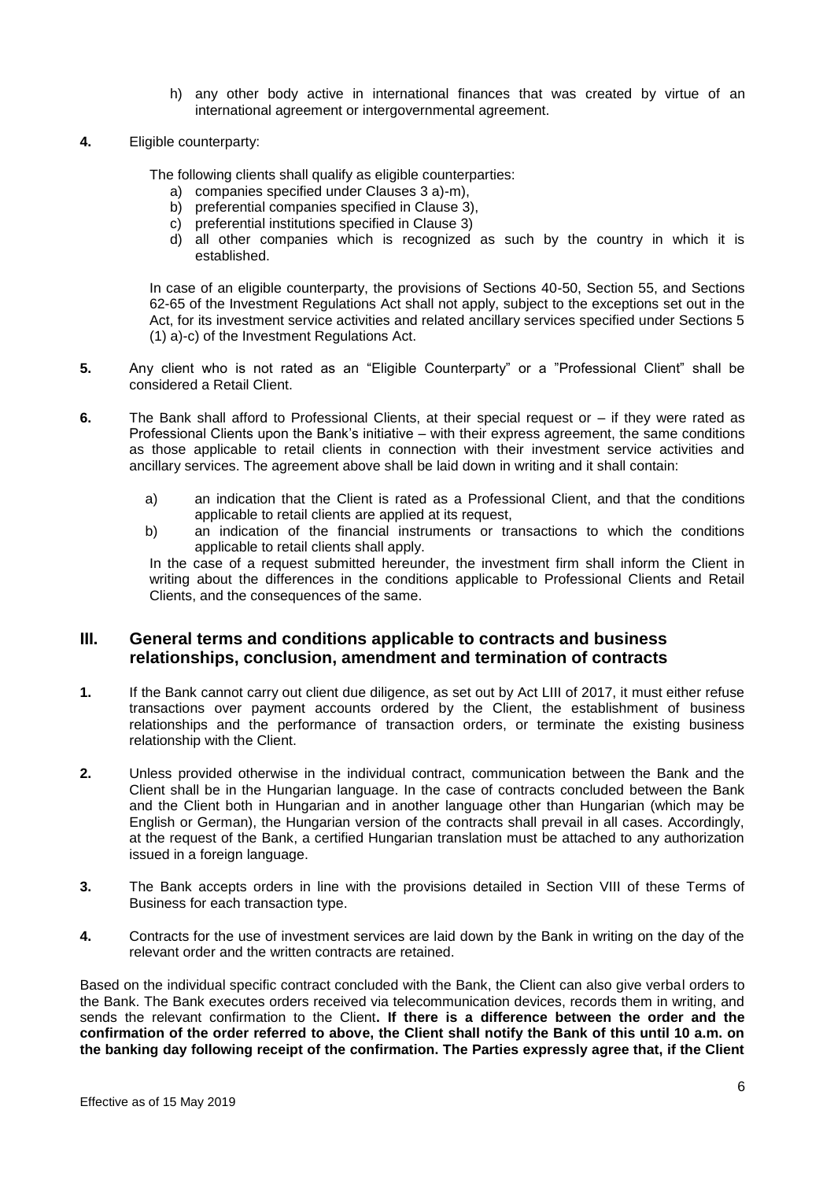h) any other body active in international finances that was created by virtue of an international agreement or intergovernmental agreement.

**4.** Eligible counterparty:

The following clients shall qualify as eligible counterparties:

a) companies specified under Clauses 3 a)-m),
b) preferential companies specified in Clause 3),
c) preferential institutions specified in Clause 3)
d) all other companies which is recognized as such by the country in which it is established.

In case of an eligible counterparty, the provisions of Sections 40-50, Section 55, and Sections 62-65 of the Investment Regulations Act shall not apply, subject to the exceptions set out in the Act, for its investment service activities and related ancillary services specified under Sections 5 (1) a)-c) of the Investment Regulations Act.

**5.** Any client who is not rated as an "Eligible Counterparty" or a "Professional Client" shall be considered a Retail Client.

**6.** The Bank shall afford to Professional Clients, at their special request or – if they were rated as Professional Clients upon the Bank's initiative – with their express agreement, the same conditions as those applicable to retail clients in connection with their investment service activities and ancillary services. The agreement above shall be laid down in writing and it shall contain:

a) an indication that the Client is rated as a Professional Client, and that the conditions applicable to retail clients are applied at its request,
b) an indication of the financial instruments or transactions to which the conditions applicable to retail clients shall apply.

In the case of a request submitted hereunder, the investment firm shall inform the Client in writing about the differences in the conditions applicable to Professional Clients and Retail Clients, and the consequences of the same.

## III. General terms and conditions applicable to contracts and business relationships, conclusion, amendment and termination of contracts

**1.** If the Bank cannot carry out client due diligence, as set out by Act LIII of 2017, it must either refuse transactions over payment accounts ordered by the Client, the establishment of business relationships and the performance of transaction orders, or terminate the existing business relationship with the Client.

**2.** Unless provided otherwise in the individual contract, communication between the Bank and the Client shall be in the Hungarian language. In the case of contracts concluded between the Bank and the Client both in Hungarian and in another language other than Hungarian (which may be English or German), the Hungarian version of the contracts shall prevail in all cases. Accordingly, at the request of the Bank, a certified Hungarian translation must be attached to any authorization issued in a foreign language.

**3.** The Bank accepts orders in line with the provisions detailed in Section VIII of these Terms of Business for each transaction type.

**4.** Contracts for the use of investment services are laid down by the Bank in writing on the day of the relevant order and the written contracts are retained.

Based on the individual specific contract concluded with the Bank, the Client can also give verbal orders to the Bank. The Bank executes orders received via telecommunication devices, records them in writing, and sends the relevant confirmation to the Client**. If there is a difference between the order and the confirmation of the order referred to above, the Client shall notify the Bank of this until 10 a.m. on the banking day following receipt of the confirmation. The Parties expressly agree that, if the Client**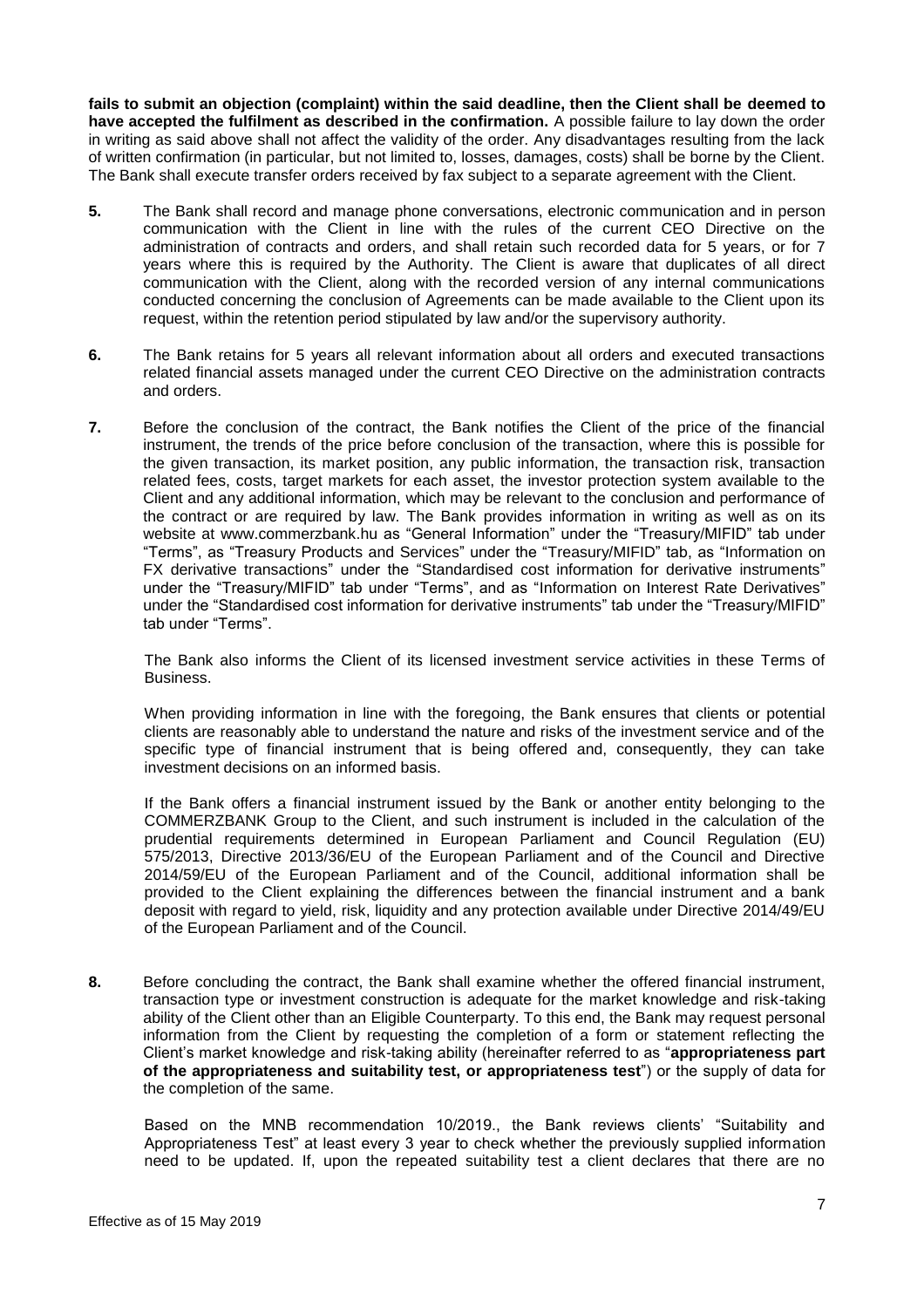**fails to submit an objection (complaint) within the said deadline, then the Client shall be deemed to have accepted the fulfilment as described in the confirmation.** A possible failure to lay down the order in writing as said above shall not affect the validity of the order. Any disadvantages resulting from the lack of written confirmation (in particular, but not limited to, losses, damages, costs) shall be borne by the Client. The Bank shall execute transfer orders received by fax subject to a separate agreement with the Client.

**5.** The Bank shall record and manage phone conversations, electronic communication and in person communication with the Client in line with the rules of the current CEO Directive on the administration of contracts and orders, and shall retain such recorded data for 5 years, or for 7 years where this is required by the Authority. The Client is aware that duplicates of all direct communication with the Client, along with the recorded version of any internal communications conducted concerning the conclusion of Agreements can be made available to the Client upon its request, within the retention period stipulated by law and/or the supervisory authority.

**6.** The Bank retains for 5 years all relevant information about all orders and executed transactions related financial assets managed under the current CEO Directive on the administration contracts and orders.

**7.** Before the conclusion of the contract, the Bank notifies the Client of the price of the financial instrument, the trends of the price before conclusion of the transaction, where this is possible for the given transaction, its market position, any public information, the transaction risk, transaction related fees, costs, target markets for each asset, the investor protection system available to the Client and any additional information, which may be relevant to the conclusion and performance of the contract or are required by law. The Bank provides information in writing as well as on its website at www.commerzbank.hu as "General Information" under the "Treasury/MIFID" tab under "Terms", as "Treasury Products and Services" under the "Treasury/MIFID" tab, as "Information on FX derivative transactions" under the "Standardised cost information for derivative instruments" under the "Treasury/MIFID" tab under "Terms", and as "Information on Interest Rate Derivatives" under the "Standardised cost information for derivative instruments" tab under the "Treasury/MIFID" tab under "Terms".

The Bank also informs the Client of its licensed investment service activities in these Terms of Business.

When providing information in line with the foregoing, the Bank ensures that clients or potential clients are reasonably able to understand the nature and risks of the investment service and of the specific type of financial instrument that is being offered and, consequently, they can take investment decisions on an informed basis.

If the Bank offers a financial instrument issued by the Bank or another entity belonging to the COMMERZBANK Group to the Client, and such instrument is included in the calculation of the prudential requirements determined in European Parliament and Council Regulation (EU) 575/2013, Directive 2013/36/EU of the European Parliament and of the Council and Directive 2014/59/EU of the European Parliament and of the Council, additional information shall be provided to the Client explaining the differences between the financial instrument and a bank deposit with regard to yield, risk, liquidity and any protection available under Directive 2014/49/EU of the European Parliament and of the Council.

**8.** Before concluding the contract, the Bank shall examine whether the offered financial instrument, transaction type or investment construction is adequate for the market knowledge and risk-taking ability of the Client other than an Eligible Counterparty. To this end, the Bank may request personal information from the Client by requesting the completion of a form or statement reflecting the Client's market knowledge and risk-taking ability (hereinafter referred to as "**appropriateness part of the appropriateness and suitability test, or appropriateness test**") or the supply of data for the completion of the same.

Based on the MNB recommendation 10/2019., the Bank reviews clients' "Suitability and Appropriateness Test" at least every 3 year to check whether the previously supplied information need to be updated. If, upon the repeated suitability test a client declares that there are no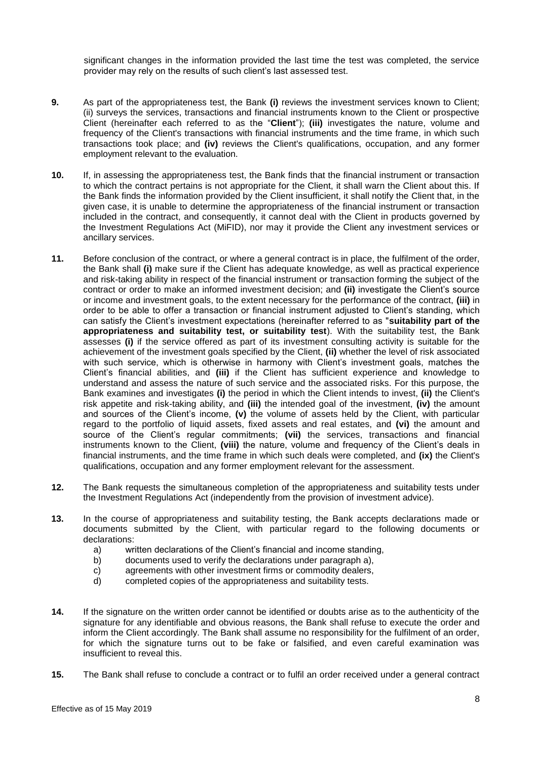significant changes in the information provided the last time the test was completed, the service provider may rely on the results of such client's last assessed test.

**9.** As part of the appropriateness test, the Bank **(i)** reviews the investment services known to Client; (ii) surveys the services, transactions and financial instruments known to the Client or prospective Client (hereinafter each referred to as the "**Client**"); **(iii)** investigates the nature, volume and frequency of the Client's transactions with financial instruments and the time frame, in which such transactions took place; and **(iv)** reviews the Client's qualifications, occupation, and any former employment relevant to the evaluation.

**10.** If, in assessing the appropriateness test, the Bank finds that the financial instrument or transaction to which the contract pertains is not appropriate for the Client, it shall warn the Client about this. If the Bank finds the information provided by the Client insufficient, it shall notify the Client that, in the given case, it is unable to determine the appropriateness of the financial instrument or transaction included in the contract, and consequently, it cannot deal with the Client in products governed by the Investment Regulations Act (MiFID), nor may it provide the Client any investment services or ancillary services.

**11.** Before conclusion of the contract, or where a general contract is in place, the fulfilment of the order, the Bank shall **(i)** make sure if the Client has adequate knowledge, as well as practical experience and risk-taking ability in respect of the financial instrument or transaction forming the subject of the contract or order to make an informed investment decision; and **(ii)** investigate the Client's source or income and investment goals, to the extent necessary for the performance of the contract, **(iii)** in order to be able to offer a transaction or financial instrument adjusted to Client's standing, which can satisfy the Client's investment expectations (hereinafter referred to as "**suitability part of the appropriateness and suitability test, or suitability test**"). With the suitability test, the Bank assesses **(i)** if the service offered as part of its investment consulting activity is suitable for the achievement of the investment goals specified by the Client, **(ii)** whether the level of risk associated with such service, which is otherwise in harmony with Client's investment goals, matches the Client's financial abilities, and **(iii)** if the Client has sufficient experience and knowledge to understand and assess the nature of such service and the associated risks. For this purpose, the Bank examines and investigates **(i)** the period in which the Client intends to invest, **(ii)** the Client's risk appetite and risk-taking ability, and **(iii)** the intended goal of the investment, **(iv)** the amount and sources of the Client's income, **(v)** the volume of assets held by the Client, with particular regard to the portfolio of liquid assets, fixed assets and real estates, and **(vi)** the amount and source of the Client's regular commitments; **(vii)** the services, transactions and financial instruments known to the Client, **(viii)** the nature, volume and frequency of the Client's deals in financial instruments, and the time frame in which such deals were completed, and **(ix)** the Client's qualifications, occupation and any former employment relevant for the assessment.

**12.** The Bank requests the simultaneous completion of the appropriateness and suitability tests under the Investment Regulations Act (independently from the provision of investment advice).

**13.** In the course of appropriateness and suitability testing, the Bank accepts declarations made or documents submitted by the Client, with particular regard to the following documents or declarations:

   a) written declarations of the Client's financial and income standing,
   b) documents used to verify the declarations under paragraph a),
   c) agreements with other investment firms or commodity dealers,
   d) completed copies of the appropriateness and suitability tests.

**14.** If the signature on the written order cannot be identified or doubts arise as to the authenticity of the signature for any identifiable and obvious reasons, the Bank shall refuse to execute the order and inform the Client accordingly. The Bank shall assume no responsibility for the fulfilment of an order, for which the signature turns out to be fake or falsified, and even careful examination was insufficient to reveal this.

**15.** The Bank shall refuse to conclude a contract or to fulfil an order received under a general contract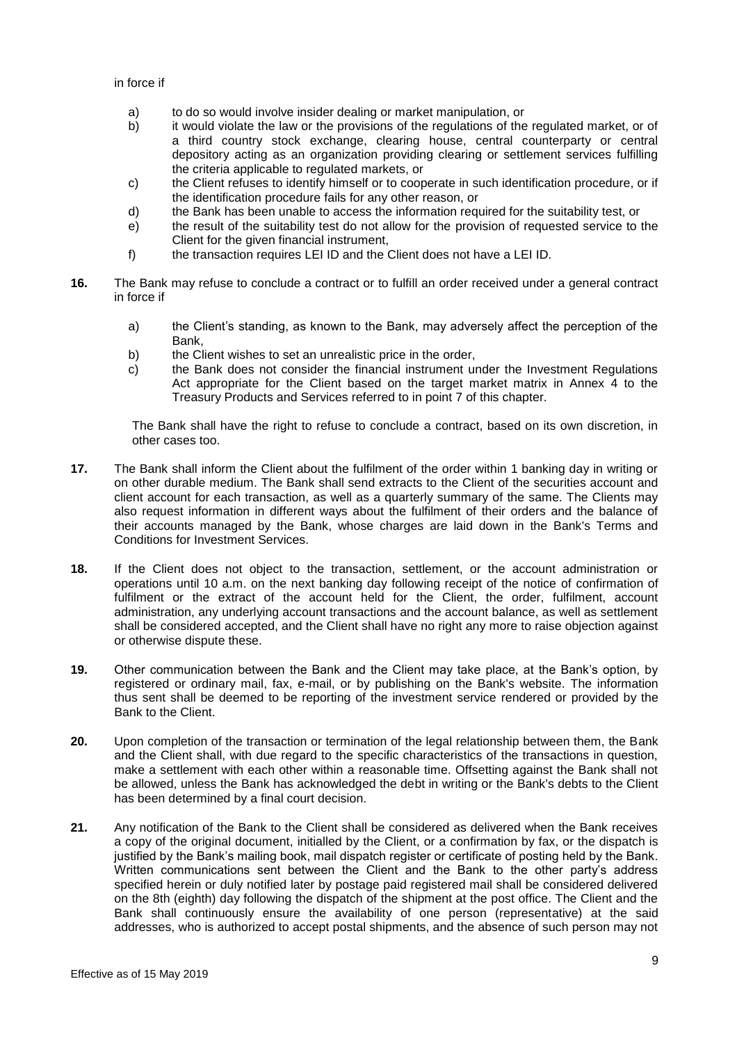in force if

a) to do so would involve insider dealing or market manipulation, or
b) it would violate the law or the provisions of the regulations of the regulated market, or of a third country stock exchange, clearing house, central counterparty or central depository acting as an organization providing clearing or settlement services fulfilling the criteria applicable to regulated markets, or
c) the Client refuses to identify himself or to cooperate in such identification procedure, or if the identification procedure fails for any other reason, or
d) the Bank has been unable to access the information required for the suitability test, or
e) the result of the suitability test do not allow for the provision of requested service to the Client for the given financial instrument,
f) the transaction requires LEI ID and the Client does not have a LEI ID.

**16.** The Bank may refuse to conclude a contract or to fulfill an order received under a general contract in force if

a) the Client's standing, as known to the Bank, may adversely affect the perception of the Bank,
b) the Client wishes to set an unrealistic price in the order,
c) the Bank does not consider the financial instrument under the Investment Regulations Act appropriate for the Client based on the target market matrix in Annex 4 to the Treasury Products and Services referred to in point 7 of this chapter.

The Bank shall have the right to refuse to conclude a contract, based on its own discretion, in other cases too.

**17.** The Bank shall inform the Client about the fulfilment of the order within 1 banking day in writing or on other durable medium. The Bank shall send extracts to the Client of the securities account and client account for each transaction, as well as a quarterly summary of the same. The Clients may also request information in different ways about the fulfilment of their orders and the balance of their accounts managed by the Bank, whose charges are laid down in the Bank's Terms and Conditions for Investment Services.

**18.** If the Client does not object to the transaction, settlement, or the account administration or operations until 10 a.m. on the next banking day following receipt of the notice of confirmation of fulfilment or the extract of the account held for the Client, the order, fulfilment, account administration, any underlying account transactions and the account balance, as well as settlement shall be considered accepted, and the Client shall have no right any more to raise objection against or otherwise dispute these.

**19.** Other communication between the Bank and the Client may take place, at the Bank's option, by registered or ordinary mail, fax, e-mail, or by publishing on the Bank's website. The information thus sent shall be deemed to be reporting of the investment service rendered or provided by the Bank to the Client.

**20.** Upon completion of the transaction or termination of the legal relationship between them, the Bank and the Client shall, with due regard to the specific characteristics of the transactions in question, make a settlement with each other within a reasonable time. Offsetting against the Bank shall not be allowed, unless the Bank has acknowledged the debt in writing or the Bank's debts to the Client has been determined by a final court decision.

**21.** Any notification of the Bank to the Client shall be considered as delivered when the Bank receives a copy of the original document, initialled by the Client, or a confirmation by fax, or the dispatch is justified by the Bank's mailing book, mail dispatch register or certificate of posting held by the Bank. Written communications sent between the Client and the Bank to the other party's address specified herein or duly notified later by postage paid registered mail shall be considered delivered on the 8th (eighth) day following the dispatch of the shipment at the post office. The Client and the Bank shall continuously ensure the availability of one person (representative) at the said addresses, who is authorized to accept postal shipments, and the absence of such person may not

Effective as of 15 May 2019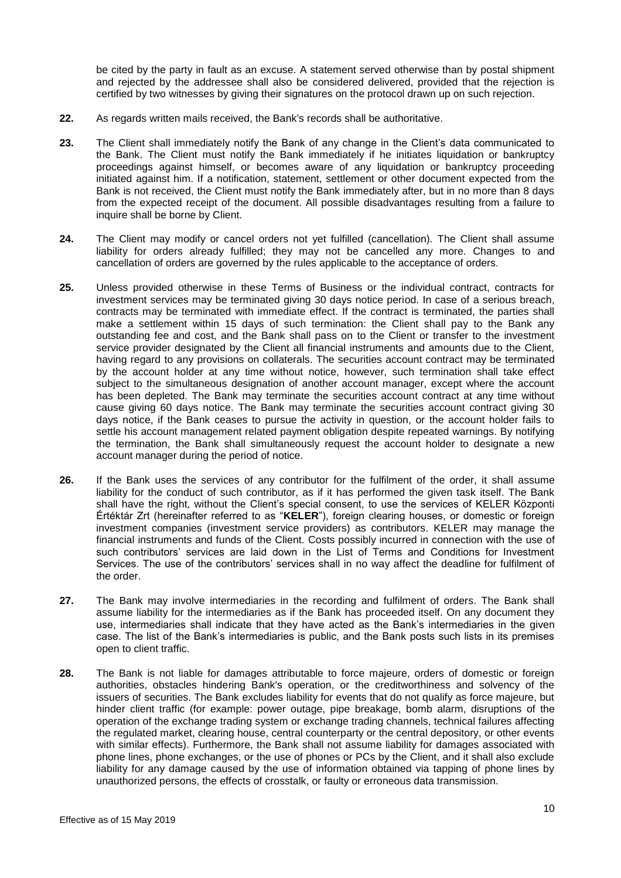be cited by the party in fault as an excuse. A statement served otherwise than by postal shipment and rejected by the addressee shall also be considered delivered, provided that the rejection is certified by two witnesses by giving their signatures on the protocol drawn up on such rejection.

**22.** As regards written mails received, the Bank's records shall be authoritative.

**23.** The Client shall immediately notify the Bank of any change in the Client's data communicated to the Bank. The Client must notify the Bank immediately if he initiates liquidation or bankruptcy proceedings against himself, or becomes aware of any liquidation or bankruptcy proceeding initiated against him. If a notification, statement, settlement or other document expected from the Bank is not received, the Client must notify the Bank immediately after, but in no more than 8 days from the expected receipt of the document. All possible disadvantages resulting from a failure to inquire shall be borne by Client.

**24.** The Client may modify or cancel orders not yet fulfilled (cancellation). The Client shall assume liability for orders already fulfilled; they may not be cancelled any more. Changes to and cancellation of orders are governed by the rules applicable to the acceptance of orders.

**25.** Unless provided otherwise in these Terms of Business or the individual contract, contracts for investment services may be terminated giving 30 days notice period. In case of a serious breach, contracts may be terminated with immediate effect. If the contract is terminated, the parties shall make a settlement within 15 days of such termination: the Client shall pay to the Bank any outstanding fee and cost, and the Bank shall pass on to the Client or transfer to the investment service provider designated by the Client all financial instruments and amounts due to the Client, having regard to any provisions on collaterals. The securities account contract may be terminated by the account holder at any time without notice, however, such termination shall take effect subject to the simultaneous designation of another account manager, except where the account has been depleted. The Bank may terminate the securities account contract at any time without cause giving 60 days notice. The Bank may terminate the securities account contract giving 30 days notice, if the Bank ceases to pursue the activity in question, or the account holder fails to settle his account management related payment obligation despite repeated warnings. By notifying the termination, the Bank shall simultaneously request the account holder to designate a new account manager during the period of notice.

**26.** If the Bank uses the services of any contributor for the fulfilment of the order, it shall assume liability for the conduct of such contributor, as if it has performed the given task itself. The Bank shall have the right, without the Client's special consent, to use the services of KELER Központi Értéktár Zrt (hereinafter referred to as "**KELER**"), foreign clearing houses, or domestic or foreign investment companies (investment service providers) as contributors. KELER may manage the financial instruments and funds of the Client. Costs possibly incurred in connection with the use of such contributors' services are laid down in the List of Terms and Conditions for Investment Services. The use of the contributors' services shall in no way affect the deadline for fulfilment of the order.

**27.** The Bank may involve intermediaries in the recording and fulfilment of orders. The Bank shall assume liability for the intermediaries as if the Bank has proceeded itself. On any document they use, intermediaries shall indicate that they have acted as the Bank's intermediaries in the given case. The list of the Bank's intermediaries is public, and the Bank posts such lists in its premises open to client traffic.

**28.** The Bank is not liable for damages attributable to force majeure, orders of domestic or foreign authorities, obstacles hindering Bank's operation, or the creditworthiness and solvency of the issuers of securities. The Bank excludes liability for events that do not qualify as force majeure, but hinder client traffic (for example: power outage, pipe breakage, bomb alarm, disruptions of the operation of the exchange trading system or exchange trading channels, technical failures affecting the regulated market, clearing house, central counterparty or the central depository, or other events with similar effects). Furthermore, the Bank shall not assume liability for damages associated with phone lines, phone exchanges, or the use of phones or PCs by the Client, and it shall also exclude liability for any damage caused by the use of information obtained via tapping of phone lines by unauthorized persons, the effects of crosstalk, or faulty or erroneous data transmission.

Effective as of 15 May 2019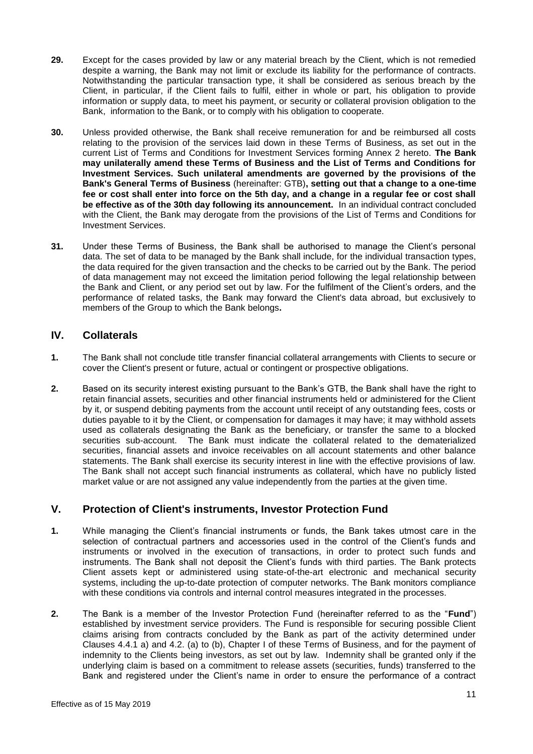**29.** Except for the cases provided by law or any material breach by the Client, which is not remedied despite a warning, the Bank may not limit or exclude its liability for the performance of contracts. Notwithstanding the particular transaction type, it shall be considered as serious breach by the Client, in particular, if the Client fails to fulfil, either in whole or part, his obligation to provide information or supply data, to meet his payment, or security or collateral provision obligation to the Bank, information to the Bank, or to comply with his obligation to cooperate.

**30.** Unless provided otherwise, the Bank shall receive remuneration for and be reimbursed all costs relating to the provision of the services laid down in these Terms of Business, as set out in the current List of Terms and Conditions for Investment Services forming Annex 2 hereto. **The Bank may unilaterally amend these Terms of Business and the List of Terms and Conditions for Investment Services. Such unilateral amendments are governed by the provisions of the Bank's General Terms of Business** (hereinafter: GTB)**, setting out that a change to a one-time fee or cost shall enter into force on the 5th day, and a change in a regular fee or cost shall be effective as of the 30th day following its announcement.** In an individual contract concluded with the Client, the Bank may derogate from the provisions of the List of Terms and Conditions for Investment Services.

**31.** Under these Terms of Business, the Bank shall be authorised to manage the Client's personal data. The set of data to be managed by the Bank shall include, for the individual transaction types, the data required for the given transaction and the checks to be carried out by the Bank. The period of data management may not exceed the limitation period following the legal relationship between the Bank and Client, or any period set out by law. For the fulfilment of the Client's orders, and the performance of related tasks, the Bank may forward the Client's data abroad, but exclusively to members of the Group to which the Bank belongs**.**

## IV. Collaterals

**1.** The Bank shall not conclude title transfer financial collateral arrangements with Clients to secure or cover the Client's present or future, actual or contingent or prospective obligations.

**2.** Based on its security interest existing pursuant to the Bank's GTB, the Bank shall have the right to retain financial assets, securities and other financial instruments held or administered for the Client by it, or suspend debiting payments from the account until receipt of any outstanding fees, costs or duties payable to it by the Client, or compensation for damages it may have; it may withhold assets used as collaterals designating the Bank as the beneficiary, or transfer the same to a blocked securities sub-account. The Bank must indicate the collateral related to the dematerialized securities, financial assets and invoice receivables on all account statements and other balance statements. The Bank shall exercise its security interest in line with the effective provisions of law. The Bank shall not accept such financial instruments as collateral, which have no publicly listed market value or are not assigned any value independently from the parties at the given time.

## V. Protection of Client's instruments, Investor Protection Fund

**1.** While managing the Client's financial instruments or funds, the Bank takes utmost care in the selection of contractual partners and accessories used in the control of the Client's funds and instruments or involved in the execution of transactions, in order to protect such funds and instruments. The Bank shall not deposit the Client's funds with third parties. The Bank protects Client assets kept or administered using state-of-the-art electronic and mechanical security systems, including the up-to-date protection of computer networks. The Bank monitors compliance with these conditions via controls and internal control measures integrated in the processes.

**2.** The Bank is a member of the Investor Protection Fund (hereinafter referred to as the "**Fund**") established by investment service providers. The Fund is responsible for securing possible Client claims arising from contracts concluded by the Bank as part of the activity determined under Clauses 4.4.1 a) and 4.2. (a) to (b), Chapter I of these Terms of Business, and for the payment of indemnity to the Clients being investors, as set out by law. Indemnity shall be granted only if the underlying claim is based on a commitment to release assets (securities, funds) transferred to the Bank and registered under the Client's name in order to ensure the performance of a contract

Effective as of 15 May 2019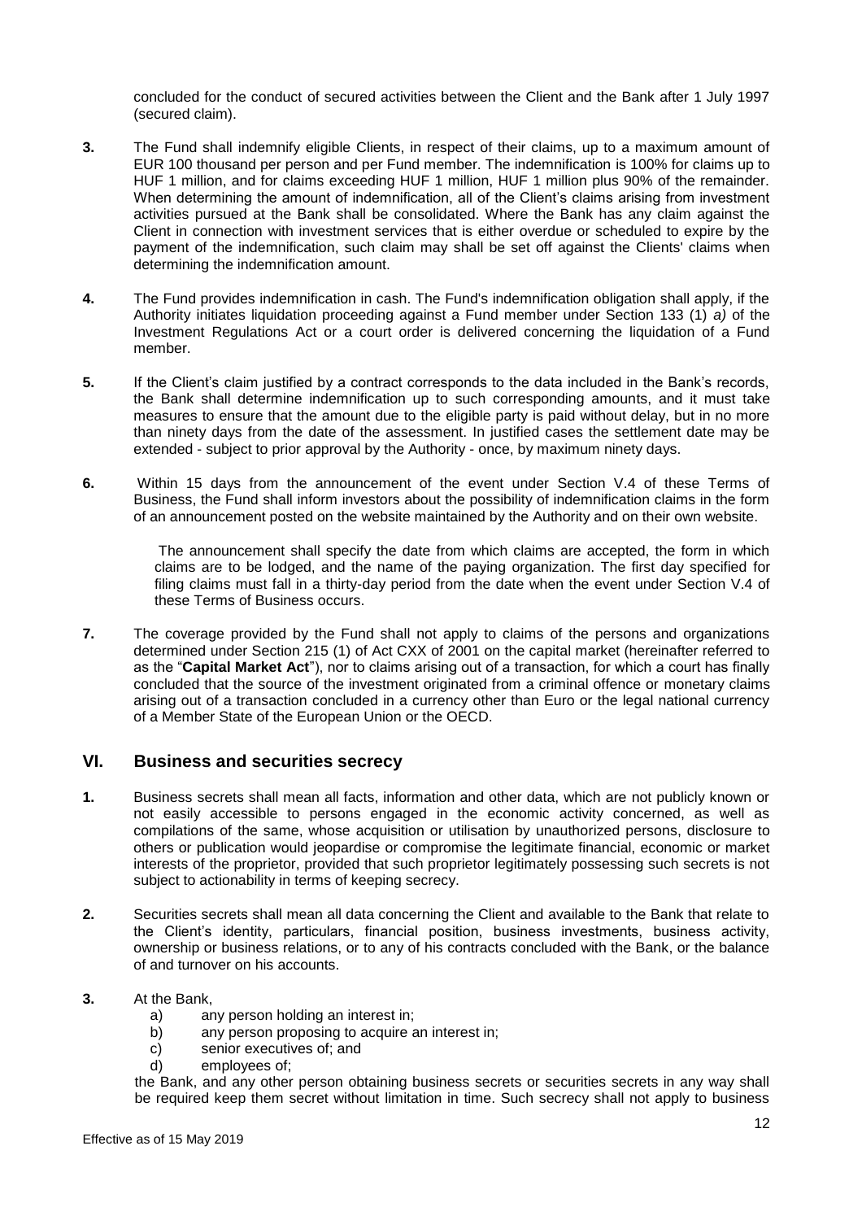concluded for the conduct of secured activities between the Client and the Bank after 1 July 1997 (secured claim).

**3.** The Fund shall indemnify eligible Clients, in respect of their claims, up to a maximum amount of EUR 100 thousand per person and per Fund member. The indemnification is 100% for claims up to HUF 1 million, and for claims exceeding HUF 1 million, HUF 1 million plus 90% of the remainder. When determining the amount of indemnification, all of the Client's claims arising from investment activities pursued at the Bank shall be consolidated. Where the Bank has any claim against the Client in connection with investment services that is either overdue or scheduled to expire by the payment of the indemnification, such claim may shall be set off against the Clients' claims when determining the indemnification amount.

**4.** The Fund provides indemnification in cash. The Fund's indemnification obligation shall apply, if the Authority initiates liquidation proceeding against a Fund member under Section 133 (1) *a)* of the Investment Regulations Act or a court order is delivered concerning the liquidation of a Fund member.

**5.** If the Client's claim justified by a contract corresponds to the data included in the Bank's records, the Bank shall determine indemnification up to such corresponding amounts, and it must take measures to ensure that the amount due to the eligible party is paid without delay, but in no more than ninety days from the date of the assessment. In justified cases the settlement date may be extended - subject to prior approval by the Authority - once, by maximum ninety days.

**6.** Within 15 days from the announcement of the event under Section V.4 of these Terms of Business, the Fund shall inform investors about the possibility of indemnification claims in the form of an announcement posted on the website maintained by the Authority and on their own website.

The announcement shall specify the date from which claims are accepted, the form in which claims are to be lodged, and the name of the paying organization. The first day specified for filing claims must fall in a thirty-day period from the date when the event under Section V.4 of these Terms of Business occurs.

**7.** The coverage provided by the Fund shall not apply to claims of the persons and organizations determined under Section 215 (1) of Act CXX of 2001 on the capital market (hereinafter referred to as the "**Capital Market Act**"), nor to claims arising out of a transaction, for which a court has finally concluded that the source of the investment originated from a criminal offence or monetary claims arising out of a transaction concluded in a currency other than Euro or the legal national currency of a Member State of the European Union or the OECD.

## VI. Business and securities secrecy

**1.** Business secrets shall mean all facts, information and other data, which are not publicly known or not easily accessible to persons engaged in the economic activity concerned, as well as compilations of the same, whose acquisition or utilisation by unauthorized persons, disclosure to others or publication would jeopardise or compromise the legitimate financial, economic or market interests of the proprietor, provided that such proprietor legitimately possessing such secrets is not subject to actionability in terms of keeping secrecy.

**2.** Securities secrets shall mean all data concerning the Client and available to the Bank that relate to the Client's identity, particulars, financial position, business investments, business activity, ownership or business relations, or to any of his contracts concluded with the Bank, or the balance of and turnover on his accounts.

**3.** At the Bank,

a) any person holding an interest in;
b) any person proposing to acquire an interest in;
c) senior executives of; and
d) employees of;

the Bank, and any other person obtaining business secrets or securities secrets in any way shall be required keep them secret without limitation in time. Such secrecy shall not apply to business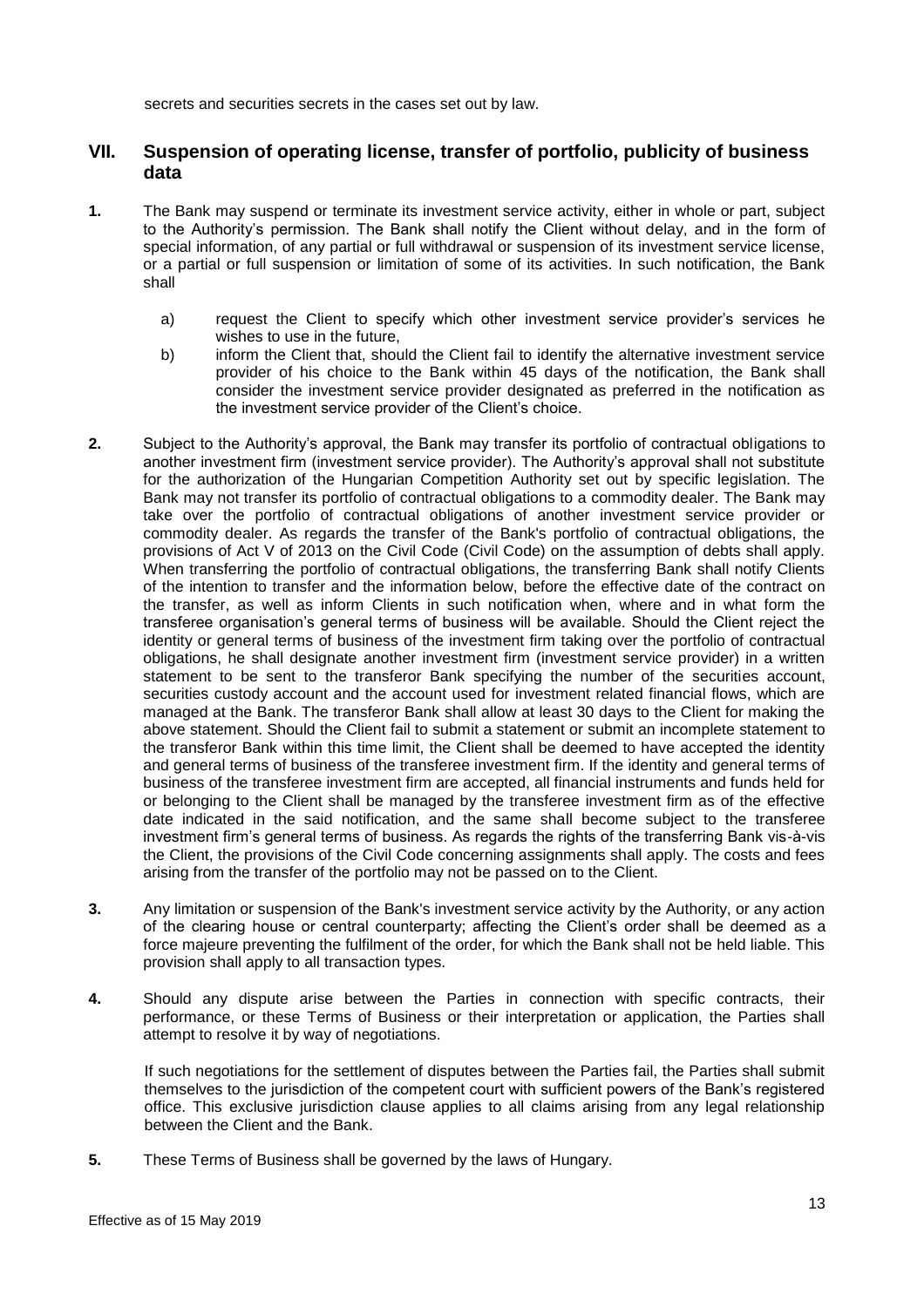secrets and securities secrets in the cases set out by law.

## VII. Suspension of operating license, transfer of portfolio, publicity of business data

**1.** The Bank may suspend or terminate its investment service activity, either in whole or part, subject to the Authority's permission. The Bank shall notify the Client without delay, and in the form of special information, of any partial or full withdrawal or suspension of its investment service license, or a partial or full suspension or limitation of some of its activities. In such notification, the Bank shall

a) request the Client to specify which other investment service provider's services he wishes to use in the future,

b) inform the Client that, should the Client fail to identify the alternative investment service provider of his choice to the Bank within 45 days of the notification, the Bank shall consider the investment service provider designated as preferred in the notification as the investment service provider of the Client's choice.

**2.** Subject to the Authority's approval, the Bank may transfer its portfolio of contractual obligations to another investment firm (investment service provider). The Authority's approval shall not substitute for the authorization of the Hungarian Competition Authority set out by specific legislation. The Bank may not transfer its portfolio of contractual obligations to a commodity dealer. The Bank may take over the portfolio of contractual obligations of another investment service provider or commodity dealer. As regards the transfer of the Bank's portfolio of contractual obligations, the provisions of Act V of 2013 on the Civil Code (Civil Code) on the assumption of debts shall apply. When transferring the portfolio of contractual obligations, the transferring Bank shall notify Clients of the intention to transfer and the information below, before the effective date of the contract on the transfer, as well as inform Clients in such notification when, where and in what form the transferee organisation's general terms of business will be available. Should the Client reject the identity or general terms of business of the investment firm taking over the portfolio of contractual obligations, he shall designate another investment firm (investment service provider) in a written statement to be sent to the transferor Bank specifying the number of the securities account, securities custody account and the account used for investment related financial flows, which are managed at the Bank. The transferor Bank shall allow at least 30 days to the Client for making the above statement. Should the Client fail to submit a statement or submit an incomplete statement to the transferor Bank within this time limit, the Client shall be deemed to have accepted the identity and general terms of business of the transferee investment firm. If the identity and general terms of business of the transferee investment firm are accepted, all financial instruments and funds held for or belonging to the Client shall be managed by the transferee investment firm as of the effective date indicated in the said notification, and the same shall become subject to the transferee investment firm's general terms of business. As regards the rights of the transferring Bank vis-à-vis the Client, the provisions of the Civil Code concerning assignments shall apply. The costs and fees arising from the transfer of the portfolio may not be passed on to the Client.

**3.** Any limitation or suspension of the Bank's investment service activity by the Authority, or any action of the clearing house or central counterparty; affecting the Client's order shall be deemed as a force majeure preventing the fulfilment of the order, for which the Bank shall not be held liable. This provision shall apply to all transaction types.

**4.** Should any dispute arise between the Parties in connection with specific contracts, their performance, or these Terms of Business or their interpretation or application, the Parties shall attempt to resolve it by way of negotiations.

If such negotiations for the settlement of disputes between the Parties fail, the Parties shall submit themselves to the jurisdiction of the competent court with sufficient powers of the Bank's registered office. This exclusive jurisdiction clause applies to all claims arising from any legal relationship between the Client and the Bank.

**5.** These Terms of Business shall be governed by the laws of Hungary.

Effective as of 15 May 2019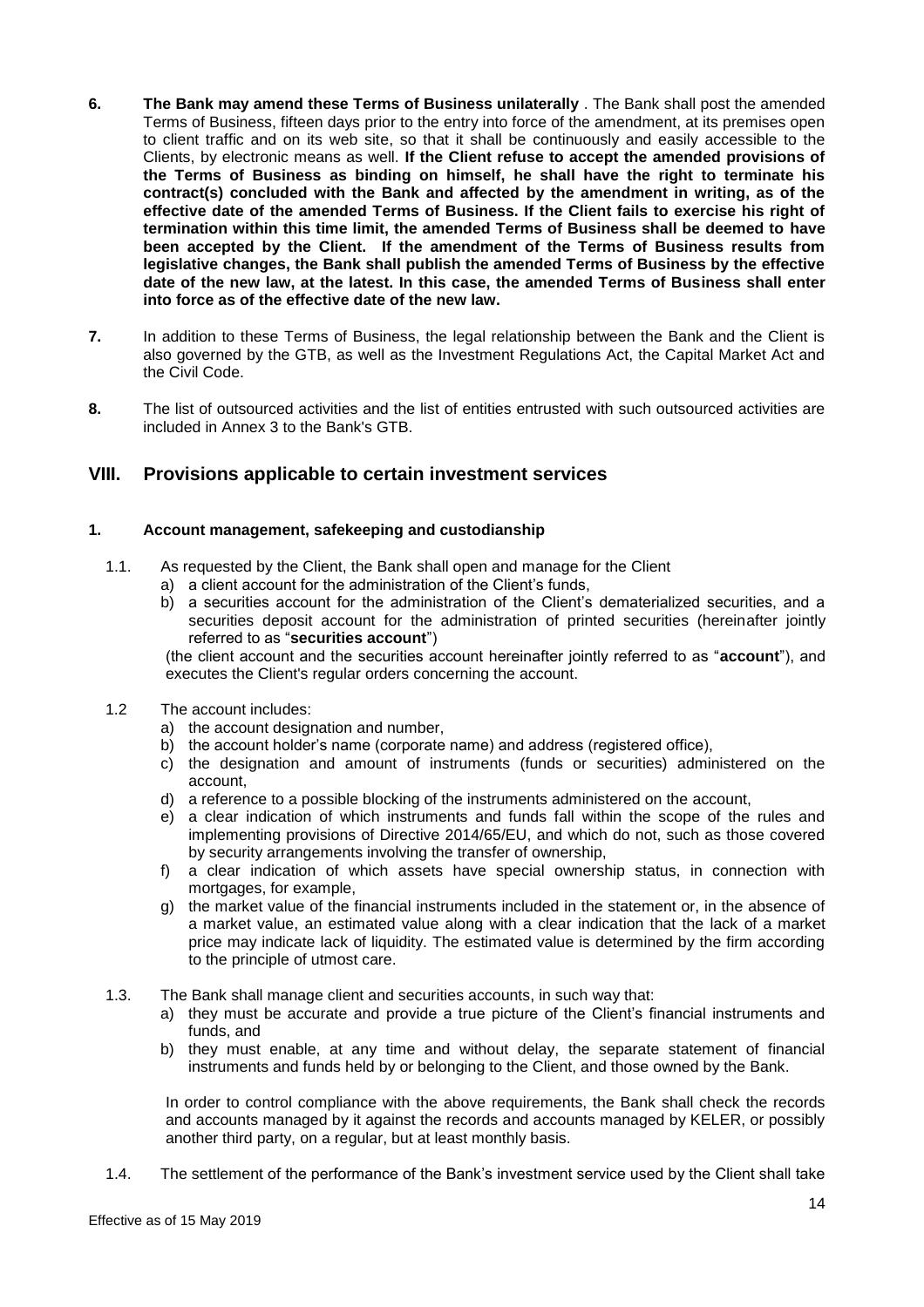**6.** **The Bank may amend these Terms of Business unilaterally** . The Bank shall post the amended Terms of Business, fifteen days prior to the entry into force of the amendment, at its premises open to client traffic and on its web site, so that it shall be continuously and easily accessible to the Clients, by electronic means as well. **If the Client refuse to accept the amended provisions of the Terms of Business as binding on himself, he shall have the right to terminate his contract(s) concluded with the Bank and affected by the amendment in writing, as of the effective date of the amended Terms of Business. If the Client fails to exercise his right of termination within this time limit, the amended Terms of Business shall be deemed to have been accepted by the Client. If the amendment of the Terms of Business results from legislative changes, the Bank shall publish the amended Terms of Business by the effective date of the new law, at the latest. In this case, the amended Terms of Business shall enter into force as of the effective date of the new law.**

**7.** In addition to these Terms of Business, the legal relationship between the Bank and the Client is also governed by the GTB, as well as the Investment Regulations Act, the Capital Market Act and the Civil Code.

**8.** The list of outsourced activities and the list of entities entrusted with such outsourced activities are included in Annex 3 to the Bank's GTB.

## VIII. Provisions applicable to certain investment services

### 1. Account management, safekeeping and custodianship

1.1. As requested by the Client, the Bank shall open and manage for the Client

a) a client account for the administration of the Client's funds,

b) a securities account for the administration of the Client's dematerialized securities, and a securities deposit account for the administration of printed securities (hereinafter jointly referred to as "**securities account**")

(the client account and the securities account hereinafter jointly referred to as "**account**"), and executes the Client's regular orders concerning the account.

1.2 The account includes:

a) the account designation and number,

b) the account holder's name (corporate name) and address (registered office),

c) the designation and amount of instruments (funds or securities) administered on the account,

d) a reference to a possible blocking of the instruments administered on the account,

e) a clear indication of which instruments and funds fall within the scope of the rules and implementing provisions of Directive 2014/65/EU, and which do not, such as those covered by security arrangements involving the transfer of ownership,

f) a clear indication of which assets have special ownership status, in connection with mortgages, for example,

g) the market value of the financial instruments included in the statement or, in the absence of a market value, an estimated value along with a clear indication that the lack of a market price may indicate lack of liquidity. The estimated value is determined by the firm according to the principle of utmost care.

1.3. The Bank shall manage client and securities accounts, in such way that:

a) they must be accurate and provide a true picture of the Client's financial instruments and funds, and

b) they must enable, at any time and without delay, the separate statement of financial instruments and funds held by or belonging to the Client, and those owned by the Bank.

In order to control compliance with the above requirements, the Bank shall check the records and accounts managed by it against the records and accounts managed by KELER, or possibly another third party, on a regular, but at least monthly basis.

1.4. The settlement of the performance of the Bank's investment service used by the Client shall take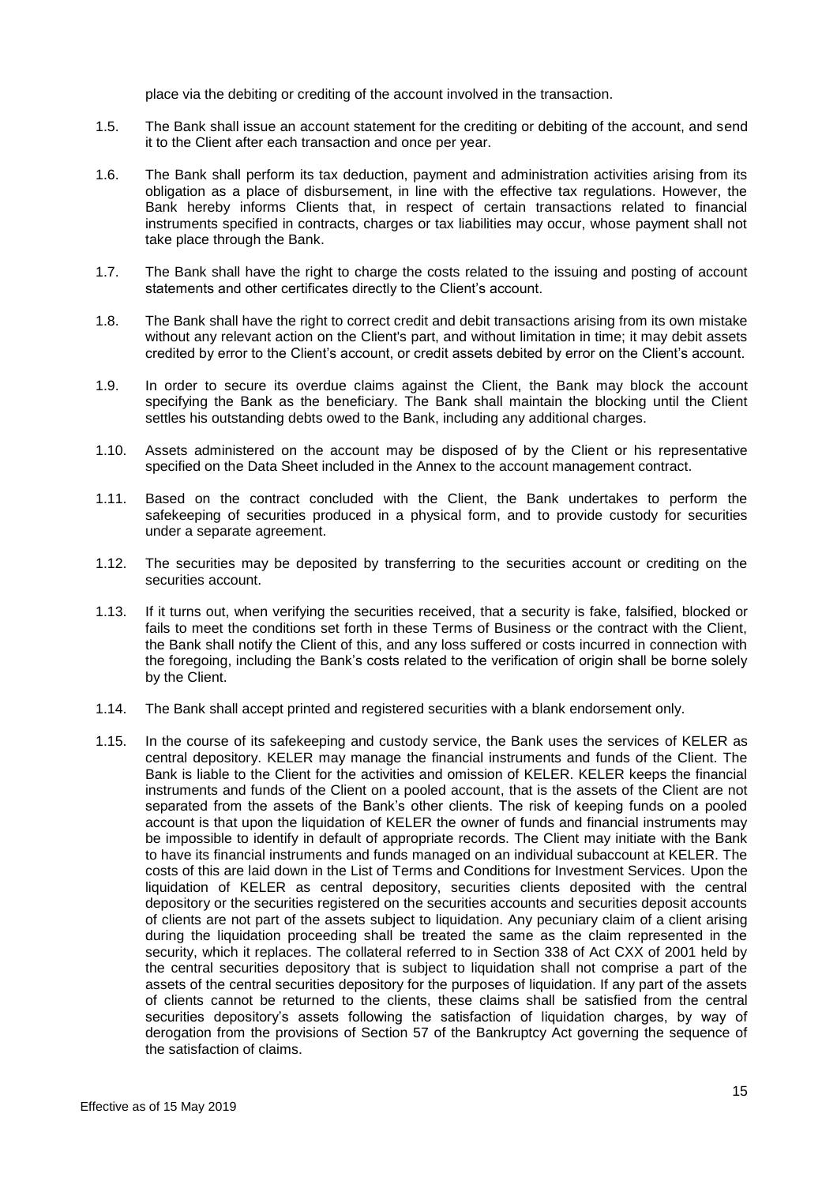place via the debiting or crediting of the account involved in the transaction.

1.5. The Bank shall issue an account statement for the crediting or debiting of the account, and send it to the Client after each transaction and once per year.

1.6. The Bank shall perform its tax deduction, payment and administration activities arising from its obligation as a place of disbursement, in line with the effective tax regulations. However, the Bank hereby informs Clients that, in respect of certain transactions related to financial instruments specified in contracts, charges or tax liabilities may occur, whose payment shall not take place through the Bank.

1.7. The Bank shall have the right to charge the costs related to the issuing and posting of account statements and other certificates directly to the Client's account.

1.8. The Bank shall have the right to correct credit and debit transactions arising from its own mistake without any relevant action on the Client's part, and without limitation in time; it may debit assets credited by error to the Client's account, or credit assets debited by error on the Client's account.

1.9. In order to secure its overdue claims against the Client, the Bank may block the account specifying the Bank as the beneficiary. The Bank shall maintain the blocking until the Client settles his outstanding debts owed to the Bank, including any additional charges.

1.10. Assets administered on the account may be disposed of by the Client or his representative specified on the Data Sheet included in the Annex to the account management contract.

1.11. Based on the contract concluded with the Client, the Bank undertakes to perform the safekeeping of securities produced in a physical form, and to provide custody for securities under a separate agreement.

1.12. The securities may be deposited by transferring to the securities account or crediting on the securities account.

1.13. If it turns out, when verifying the securities received, that a security is fake, falsified, blocked or fails to meet the conditions set forth in these Terms of Business or the contract with the Client, the Bank shall notify the Client of this, and any loss suffered or costs incurred in connection with the foregoing, including the Bank's costs related to the verification of origin shall be borne solely by the Client.

1.14. The Bank shall accept printed and registered securities with a blank endorsement only.

1.15. In the course of its safekeeping and custody service, the Bank uses the services of KELER as central depository. KELER may manage the financial instruments and funds of the Client. The Bank is liable to the Client for the activities and omission of KELER. KELER keeps the financial instruments and funds of the Client on a pooled account, that is the assets of the Client are not separated from the assets of the Bank's other clients. The risk of keeping funds on a pooled account is that upon the liquidation of KELER the owner of funds and financial instruments may be impossible to identify in default of appropriate records. The Client may initiate with the Bank to have its financial instruments and funds managed on an individual subaccount at KELER. The costs of this are laid down in the List of Terms and Conditions for Investment Services. Upon the liquidation of KELER as central depository, securities clients deposited with the central depository or the securities registered on the securities accounts and securities deposit accounts of clients are not part of the assets subject to liquidation. Any pecuniary claim of a client arising during the liquidation proceeding shall be treated the same as the claim represented in the security, which it replaces. The collateral referred to in Section 338 of Act CXX of 2001 held by the central securities depository that is subject to liquidation shall not comprise a part of the assets of the central securities depository for the purposes of liquidation. If any part of the assets of clients cannot be returned to the clients, these claims shall be satisfied from the central securities depository's assets following the satisfaction of liquidation charges, by way of derogation from the provisions of Section 57 of the Bankruptcy Act governing the sequence of the satisfaction of claims.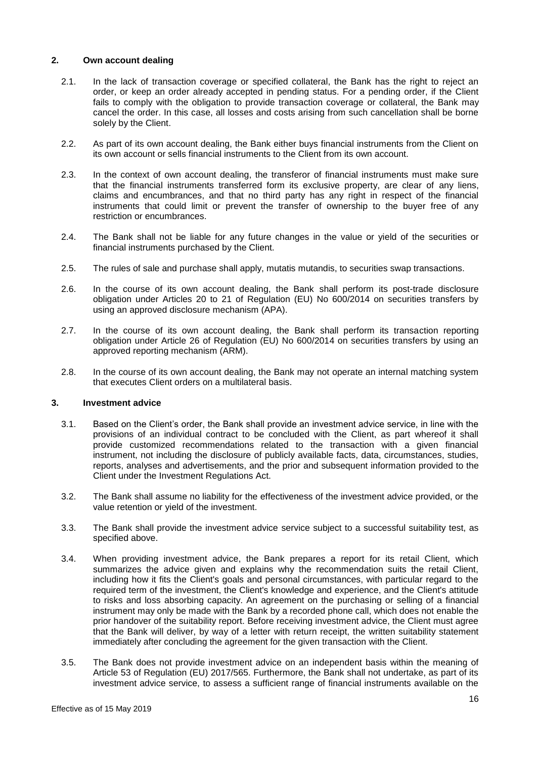## 2. Own account dealing

2.1. In the lack of transaction coverage or specified collateral, the Bank has the right to reject an order, or keep an order already accepted in pending status. For a pending order, if the Client fails to comply with the obligation to provide transaction coverage or collateral, the Bank may cancel the order. In this case, all losses and costs arising from such cancellation shall be borne solely by the Client.

2.2. As part of its own account dealing, the Bank either buys financial instruments from the Client on its own account or sells financial instruments to the Client from its own account.

2.3. In the context of own account dealing, the transferor of financial instruments must make sure that the financial instruments transferred form its exclusive property, are clear of any liens, claims and encumbrances, and that no third party has any right in respect of the financial instruments that could limit or prevent the transfer of ownership to the buyer free of any restriction or encumbrances.

2.4. The Bank shall not be liable for any future changes in the value or yield of the securities or financial instruments purchased by the Client.

2.5. The rules of sale and purchase shall apply, mutatis mutandis, to securities swap transactions.

2.6. In the course of its own account dealing, the Bank shall perform its post-trade disclosure obligation under Articles 20 to 21 of Regulation (EU) No 600/2014 on securities transfers by using an approved disclosure mechanism (APA).

2.7. In the course of its own account dealing, the Bank shall perform its transaction reporting obligation under Article 26 of Regulation (EU) No 600/2014 on securities transfers by using an approved reporting mechanism (ARM).

2.8. In the course of its own account dealing, the Bank may not operate an internal matching system that executes Client orders on a multilateral basis.

## 3. Investment advice

3.1. Based on the Client's order, the Bank shall provide an investment advice service, in line with the provisions of an individual contract to be concluded with the Client, as part whereof it shall provide customized recommendations related to the transaction with a given financial instrument, not including the disclosure of publicly available facts, data, circumstances, studies, reports, analyses and advertisements, and the prior and subsequent information provided to the Client under the Investment Regulations Act.

3.2. The Bank shall assume no liability for the effectiveness of the investment advice provided, or the value retention or yield of the investment.

3.3. The Bank shall provide the investment advice service subject to a successful suitability test, as specified above.

3.4. When providing investment advice, the Bank prepares a report for its retail Client, which summarizes the advice given and explains why the recommendation suits the retail Client, including how it fits the Client's goals and personal circumstances, with particular regard to the required term of the investment, the Client's knowledge and experience, and the Client's attitude to risks and loss absorbing capacity. An agreement on the purchasing or selling of a financial instrument may only be made with the Bank by a recorded phone call, which does not enable the prior handover of the suitability report. Before receiving investment advice, the Client must agree that the Bank will deliver, by way of a letter with return receipt, the written suitability statement immediately after concluding the agreement for the given transaction with the Client.

3.5. The Bank does not provide investment advice on an independent basis within the meaning of Article 53 of Regulation (EU) 2017/565. Furthermore, the Bank shall not undertake, as part of its investment advice service, to assess a sufficient range of financial instruments available on the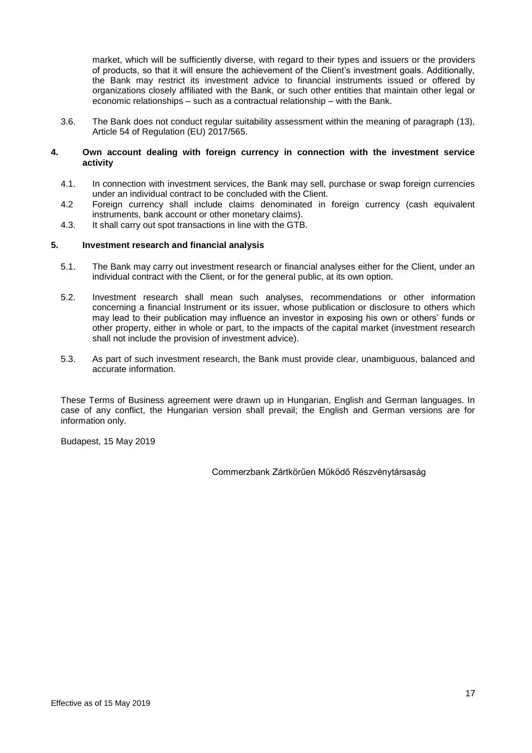market, which will be sufficiently diverse, with regard to their types and issuers or the providers of products, so that it will ensure the achievement of the Client's investment goals. Additionally, the Bank may restrict its investment advice to financial instruments issued or offered by organizations closely affiliated with the Bank, or such other entities that maintain other legal or economic relationships – such as a contractual relationship – with the Bank.

3.6. The Bank does not conduct regular suitability assessment within the meaning of paragraph (13), Article 54 of Regulation (EU) 2017/565.

## 4. Own account dealing with foreign currency in connection with the investment service activity

4.1. In connection with investment services, the Bank may sell, purchase or swap foreign currencies under an individual contract to be concluded with the Client.

4.2 Foreign currency shall include claims denominated in foreign currency (cash equivalent instruments, bank account or other monetary claims).

4.3. It shall carry out spot transactions in line with the GTB.

## 5. Investment research and financial analysis

5.1. The Bank may carry out investment research or financial analyses either for the Client, under an individual contract with the Client, or for the general public, at its own option.

5.2. Investment research shall mean such analyses, recommendations or other information concerning a financial Instrument or its issuer, whose publication or disclosure to others which may lead to their publication may influence an investor in exposing his own or others' funds or other property, either in whole or part, to the impacts of the capital market (investment research shall not include the provision of investment advice).

5.3. As part of such investment research, the Bank must provide clear, unambiguous, balanced and accurate information.

These Terms of Business agreement were drawn up in Hungarian, English and German languages. In case of any conflict, the Hungarian version shall prevail; the English and German versions are for information only.

Budapest, 15 May 2019

Commerzbank Zártkörűen Működő Részvénytársaság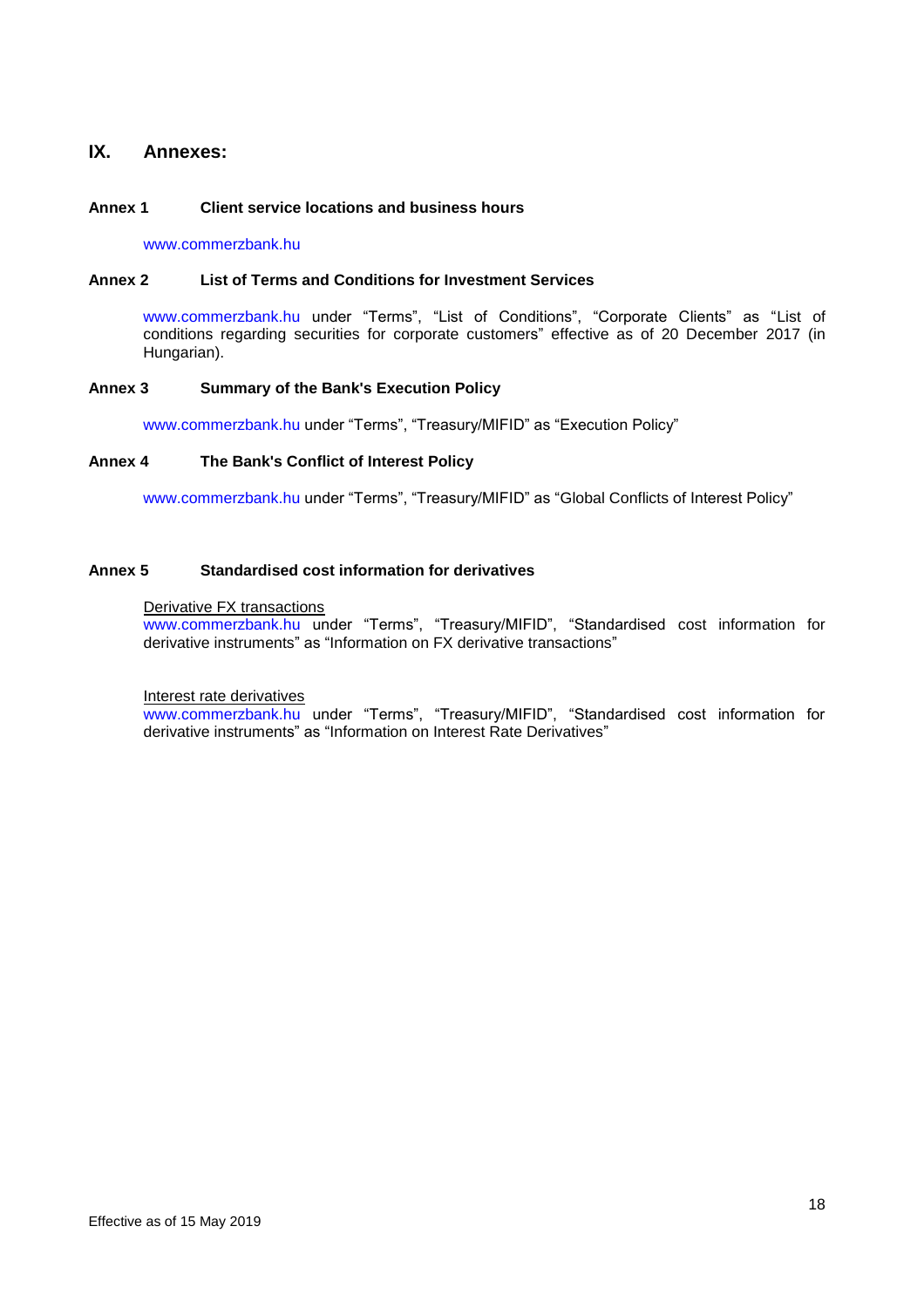## IX. Annexes:

### Annex 1 Client service locations and business hours

www.commerzbank.hu

### Annex 2 List of Terms and Conditions for Investment Services

www.commerzbank.hu under "Terms", "List of Conditions", "Corporate Clients" as "List of conditions regarding securities for corporate customers" effective as of 20 December 2017 (in Hungarian).

### Annex 3 Summary of the Bank's Execution Policy

www.commerzbank.hu under "Terms", "Treasury/MIFID" as "Execution Policy"

### Annex 4 The Bank's Conflict of Interest Policy

www.commerzbank.hu under "Terms", "Treasury/MIFID" as "Global Conflicts of Interest Policy"

### Annex 5 Standardised cost information for derivatives

Derivative FX transactions
www.commerzbank.hu under "Terms", "Treasury/MIFID", "Standardised cost information for derivative instruments" as "Information on FX derivative transactions"

Interest rate derivatives
www.commerzbank.hu under "Terms", "Treasury/MIFID", "Standardised cost information for derivative instruments" as "Information on Interest Rate Derivatives"

Effective as of 15 May 2019